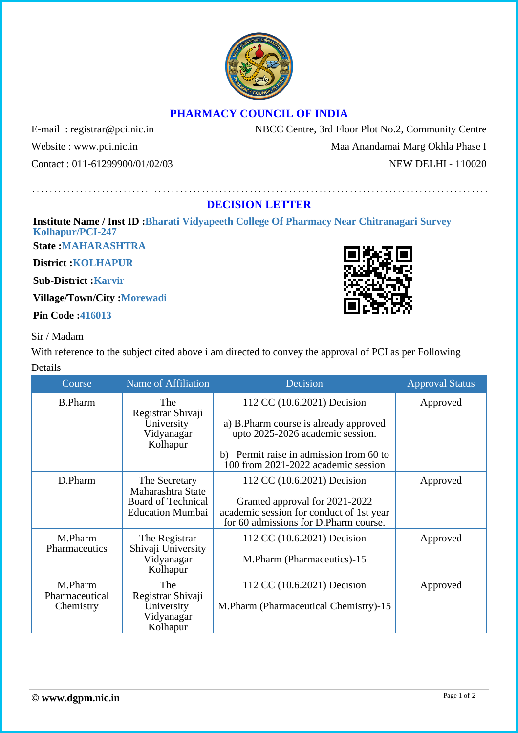# PHARMACY COUNCIL OF INDIA

E-mail : registrar@pci.nic.in
Website : www.pci.nic.in
Contact : 011-61299900/01/02/03

NBCC Centre, 3rd Floor Plot No.2, Community Centre
Maa Anandamai Marg Okhla Phase I
NEW DELHI - 110020

## DECISION LETTER

**Institute Name / Inst ID :** **Bharati Vidyapeeth College Of Pharmacy Near Chitranagari Survey Kolhapur/PCI-247**

**State :** **MAHARASHTRA**

**District :** **KOLHAPUR**

**Sub-District :** **Karvir**

**Village/Town/City :** **Morewadi**

**Pin Code :** **416013**

Sir / Madam

With reference to the subject cited above i am directed to convey the approval of PCI as per Following Details

| Course | Name of Affiliation | Decision | Approval Status |
|---|---|---|---|
| B.Pharm | The Registrar Shivaji University Vidyanagar Kolhapur | 112 CC (10.6.2021) Decision<br><br>a) B.Pharm course is already approved upto 2025-2026 academic session.<br><br>b) Permit raise in admission from 60 to 100 from 2021-2022 academic session | Approved |
| D.Pharm | The Secretary Maharashtra State Board of Technical Education Mumbai | 112 CC (10.6.2021) Decision<br><br>Granted approval for 2021-2022 academic session for conduct of 1st year for 60 admissions for D.Pharm course. | Approved |
| M.Pharm Pharmaceutics | The Registrar Shivaji University Vidyanagar Kolhapur | 112 CC (10.6.2021) Decision<br><br>M.Pharm (Pharmaceutics)-15 | Approved |
| M.Pharm Pharmaceutical Chemistry | The Registrar Shivaji University Vidyanagar Kolhapur | 112 CC (10.6.2021) Decision<br><br>M.Pharm (Pharmaceutical Chemistry)-15 | Approved |

**© www.dgpm.nic.in**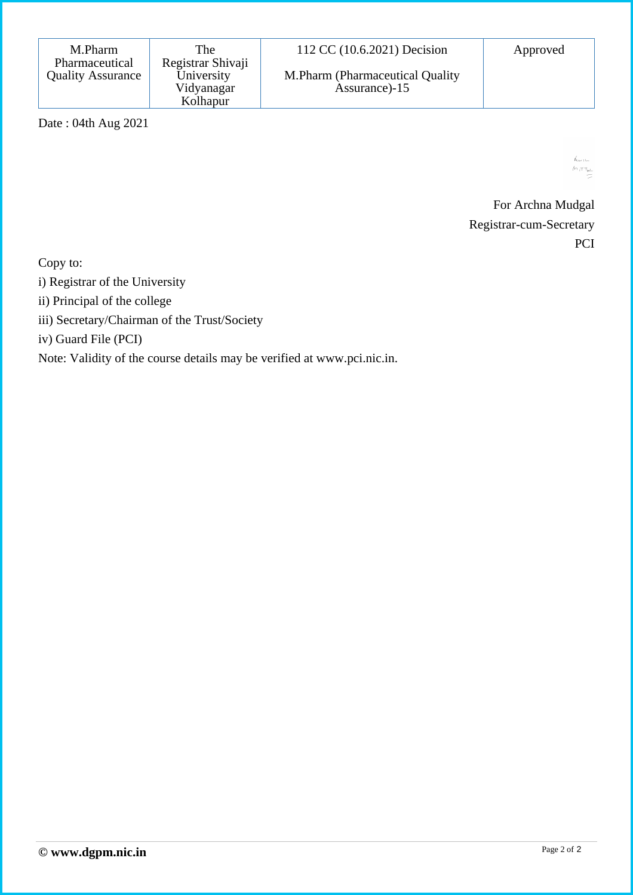| | | | |
|---|---|---|---|
| M.Pharm Pharmaceutical Quality Assurance | The Registrar Shivaji University Vidyanagar Kolhapur | 112 CC (10.6.2021) Decision<br><br>M.Pharm (Pharmaceutical Quality Assurance)-15 | Approved |

Date : 04th Aug 2021

For Archna Mudgal
Registrar-cum-Secretary
PCI

Copy to:

i) Registrar of the University

ii) Principal of the college

iii) Secretary/Chairman of the Trust/Society

iv) Guard File (PCI)

Note: Validity of the course details may be verified at www.pci.nic.in.

**© www.dgpm.nic.in**